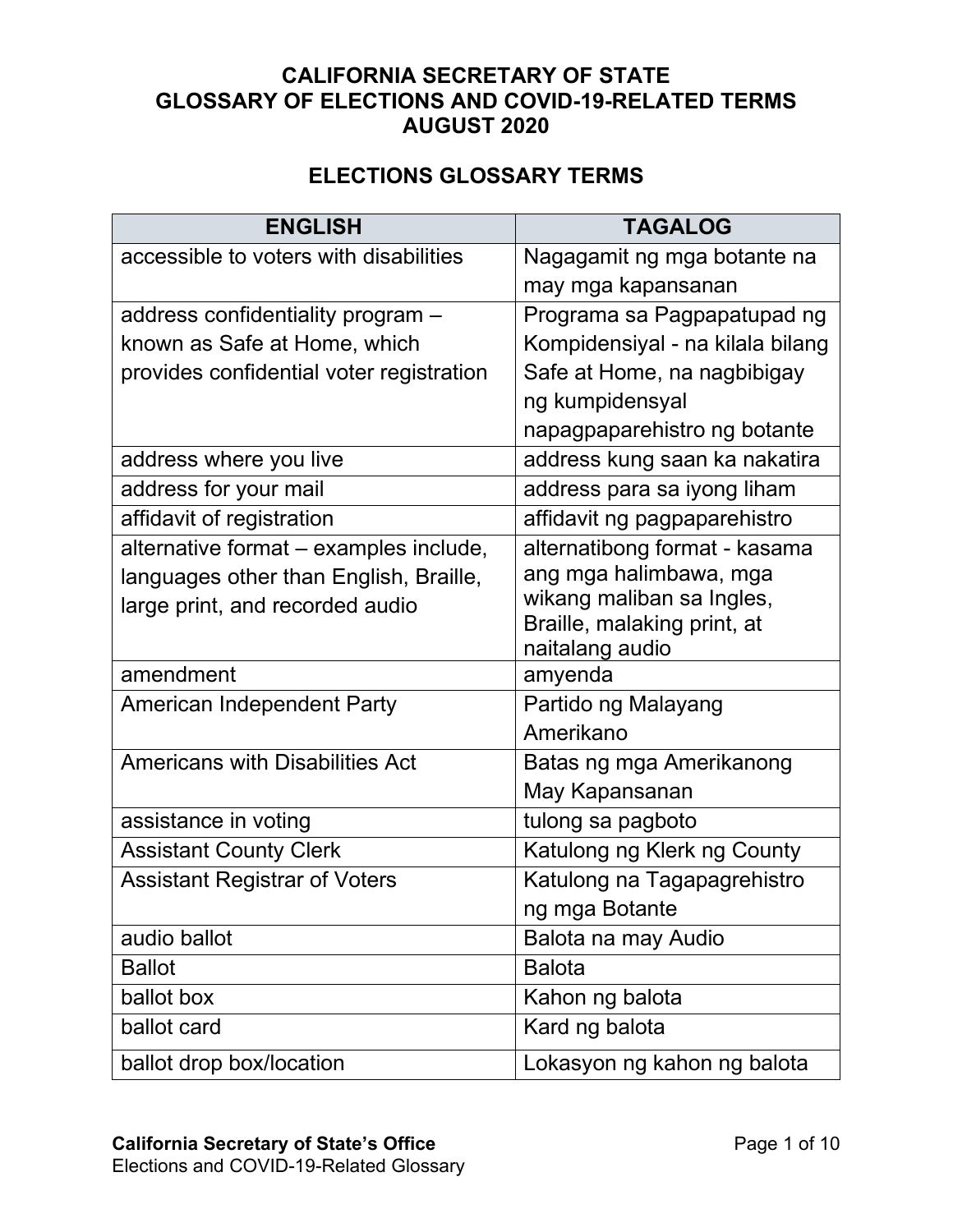# CALIFORNIA SECRETARY OF STATE
# GLOSSARY OF ELECTIONS AND COVID-19-RELATED TERMS
# AUGUST 2020

## ELECTIONS GLOSSARY TERMS

| ENGLISH | TAGALOG |
|---|---|
| accessible to voters with disabilities | Nagagamit ng mga botante na may mga kapansanan |
| address confidentiality program – known as Safe at Home, which provides confidential voter registration | Programa sa Pagpapatupad ng Kompidensiyal - na kilala bilang Safe at Home, na nagbibigay ng kumpidensyal napagpapparehistro ng botante |
| address where you live | address kung saan ka nakatira |
| address for your mail | address para sa iyong liham |
| affidavit of registration | affidavit ng pagpaparehistro |
| alternative format – examples include, languages other than English, Braille, large print, and recorded audio | alternatibong format - kasama ang mga halimbawa, mga wikang maliban sa Ingles, Braille, malaking print, at naitalang audio |
| amendment | amyenda |
| American Independent Party | Partido ng Malayang Amerikano |
| Americans with Disabilities Act | Batas ng mga Amerikanong May Kapansanan |
| assistance in voting | tulong sa pagboto |
| Assistant County Clerk | Katulong ng Klerk ng County |
| Assistant Registrar of Voters | Katulong na Tagapagrehistro ng mga Botante |
| audio ballot | Balota na may Audio |
| Ballot | Balota |
| ballot box | Kahon ng balota |
| ballot card | Kard ng balota |
| ballot drop box/location | Lokasyon ng kahon ng balota |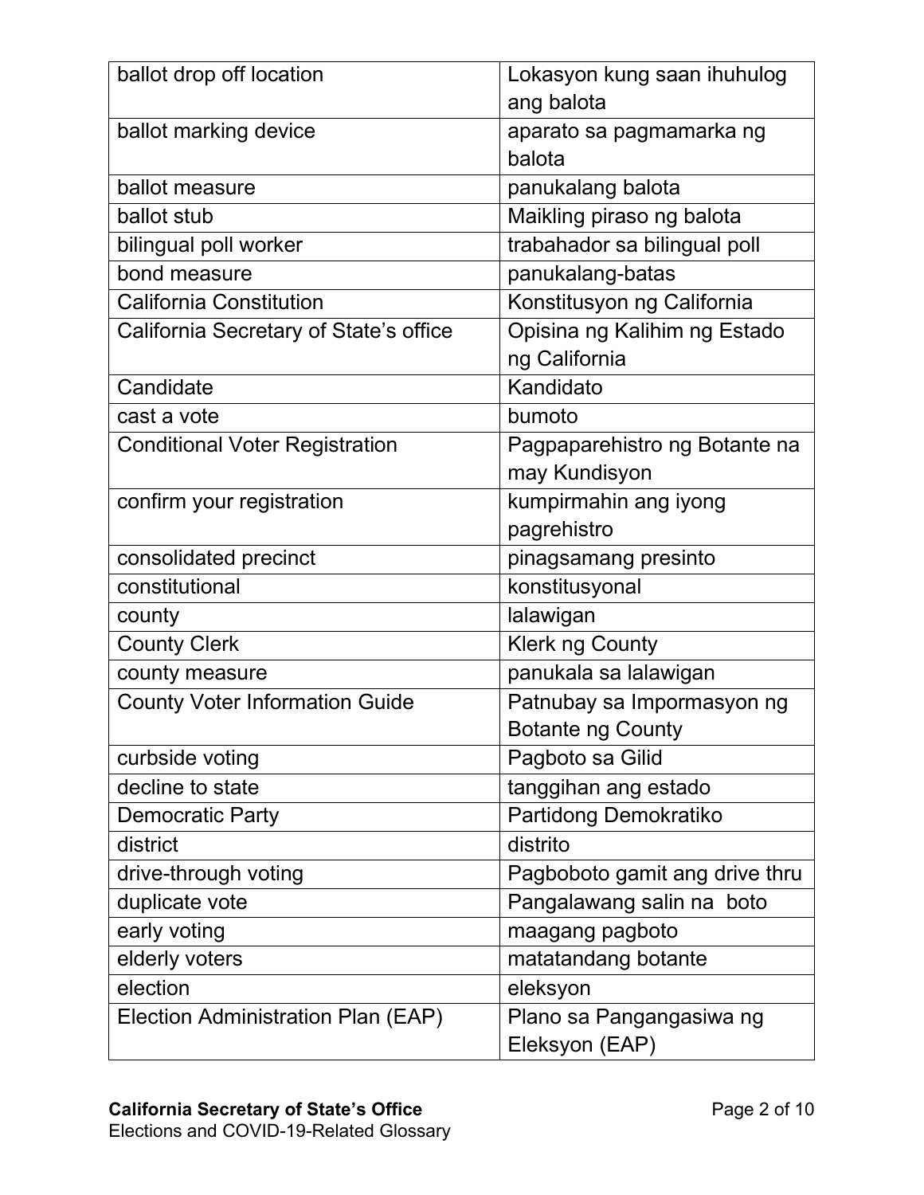| ballot drop off location | Lokasyon kung saan ihuhulog ang balota |
|---|---|
| ballot marking device | aparato sa pagmamarka ng balota |
| ballot measure | panukalang balota |
| ballot stub | Maikling piraso ng balota |
| bilingual poll worker | trabahador sa bilingual poll |
| bond measure | panukalang-batas |
| California Constitution | Konstitusyon ng California |
| California Secretary of State's office | Opisina ng Kalihim ng Estado ng California |
| Candidate | Kandidato |
| cast a vote | bumoto |
| Conditional Voter Registration | Pagpaparehistro ng Botante na may Kundisyon |
| confirm your registration | kumpirmahin ang iyong pagrehistro |
| consolidated precinct | pinagsamang presinto |
| constitutional | konstitusyonal |
| county | lalawigan |
| County Clerk | Klerk ng County |
| county measure | panukala sa lalawigan |
| County Voter Information Guide | Patnubay sa Impormasyon ng Botante ng County |
| curbside voting | Pagboto sa Gilid |
| decline to state | tanggihan ang estado |
| Democratic Party | Partidong Demokratiko |
| district | distrito |
| drive-through voting | Pagboboto gamit ang drive thru |
| duplicate vote | Pangalawang salin na boto |
| early voting | maagang pagboto |
| elderly voters | matatandang botante |
| election | eleksyon |
| Election Administration Plan (EAP) | Plano sa Pangangasiwa ng Eleksyon (EAP) |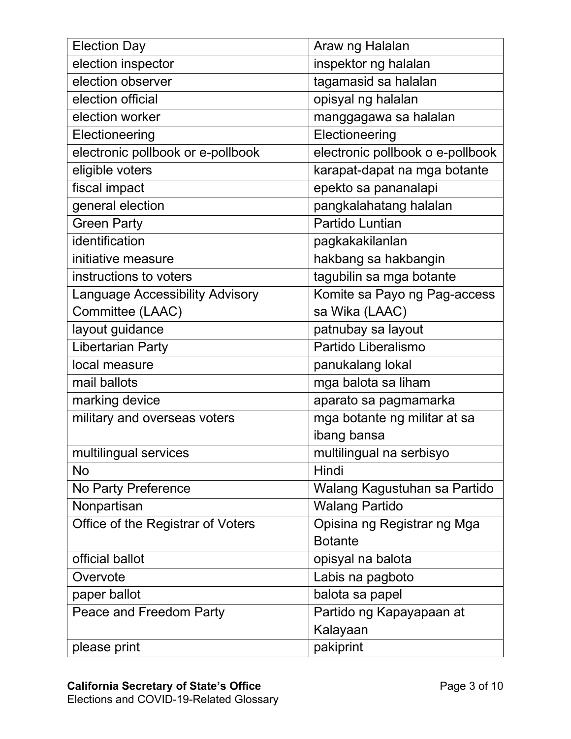| Election Day | Araw ng Halalan |
|---|---|
| election inspector | inspektor ng halalan |
| election observer | tagamasid sa halalan |
| election official | opisyal ng halalan |
| election worker | manggagawa sa halalan |
| Electioneering | Electioneering |
| electronic pollbook or e-pollbook | electronic pollbook o e-pollbook |
| eligible voters | karapat-dapat na mga botante |
| fiscal impact | epekto sa pananalapi |
| general election | pangkalahatang halalan |
| Green Party | Partido Luntian |
| identification | pagkakakilanlan |
| initiative measure | hakbang sa hakbangin |
| instructions to voters | tagubilin sa mga botante |
| Language Accessibility Advisory Committee (LAAC) | Komite sa Payo ng Pag-access sa Wika (LAAC) |
| layout guidance | patnubay sa layout |
| Libertarian Party | Partido Liberalismo |
| local measure | panukalang lokal |
| mail ballots | mga balota sa liham |
| marking device | aparato sa pagmamarka |
| military and overseas voters | mga botante ng militar at sa ibang bansa |
| multilingual services | multilingual na serbisyo |
| No | Hindi |
| No Party Preference | Walang Kagustuhan sa Partido |
| Nonpartisan | Walang Partido |
| Office of the Registrar of Voters | Opisina ng Registrar ng Mga Botante |
| official ballot | opisyal na balota |
| Overvote | Labis na pagboto |
| paper ballot | balota sa papel |
| Peace and Freedom Party | Partido ng Kapayapaan at Kalayaan |
| please print | pakiprint |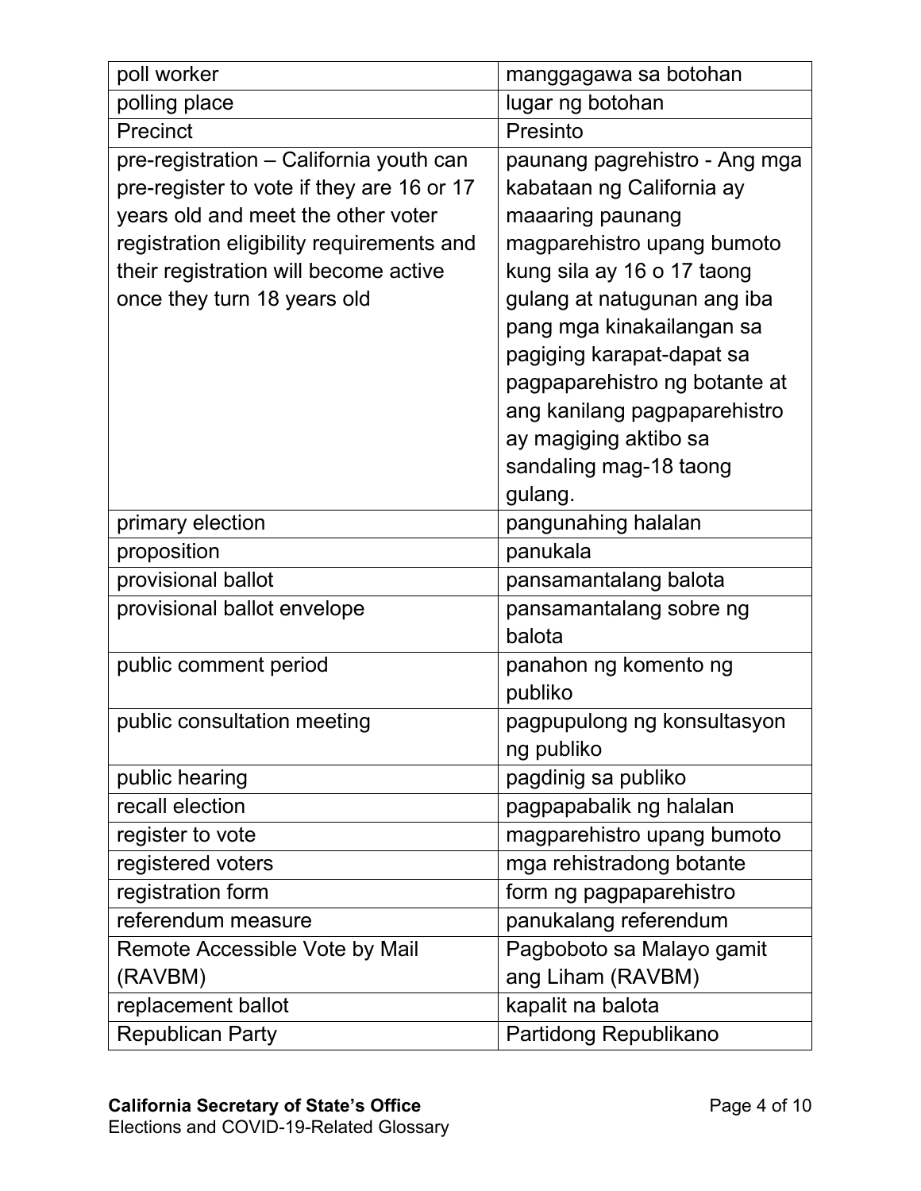| | |
|---|---|
| poll worker | manggagawa sa botohan |
| polling place | lugar ng botohan |
| Precinct | Presinto |
| pre-registration – California youth can pre-register to vote if they are 16 or 17 years old and meet the other voter registration eligibility requirements and their registration will become active once they turn 18 years old | paunang pagrehistro - Ang mga kabataan ng California ay maaaring paunang magparehistro upang bumoto kung sila ay 16 o 17 taong gulang at natugunan ang iba pang mga kinakailangan sa pagiging karapat-dapat sa pagpaparehistro ng botante at ang kanilang pagpaparehistro ay magiging aktibo sa sandaling mag-18 taong gulang. |
| primary election | pangunahing halalan |
| proposition | panukala |
| provisional ballot | pansamantalang balota |
| provisional ballot envelope | pansamantalang sobre ng balota |
| public comment period | panahon ng komento ng publiko |
| public consultation meeting | pagpupulong ng konsultasyon ng publiko |
| public hearing | pagdinig sa publiko |
| recall election | pagpapabalik ng halalan |
| register to vote | magparehistro upang bumoto |
| registered voters | mga rehistradong botante |
| registration form | form ng pagpaparehistro |
| referendum measure | panukalang referendum |
| Remote Accessible Vote by Mail (RAVBM) | Pagboboto sa Malayo gamit ang Liham (RAVBM) |
| replacement ballot | kapalit na balota |
| Republican Party | Partidong Republikano |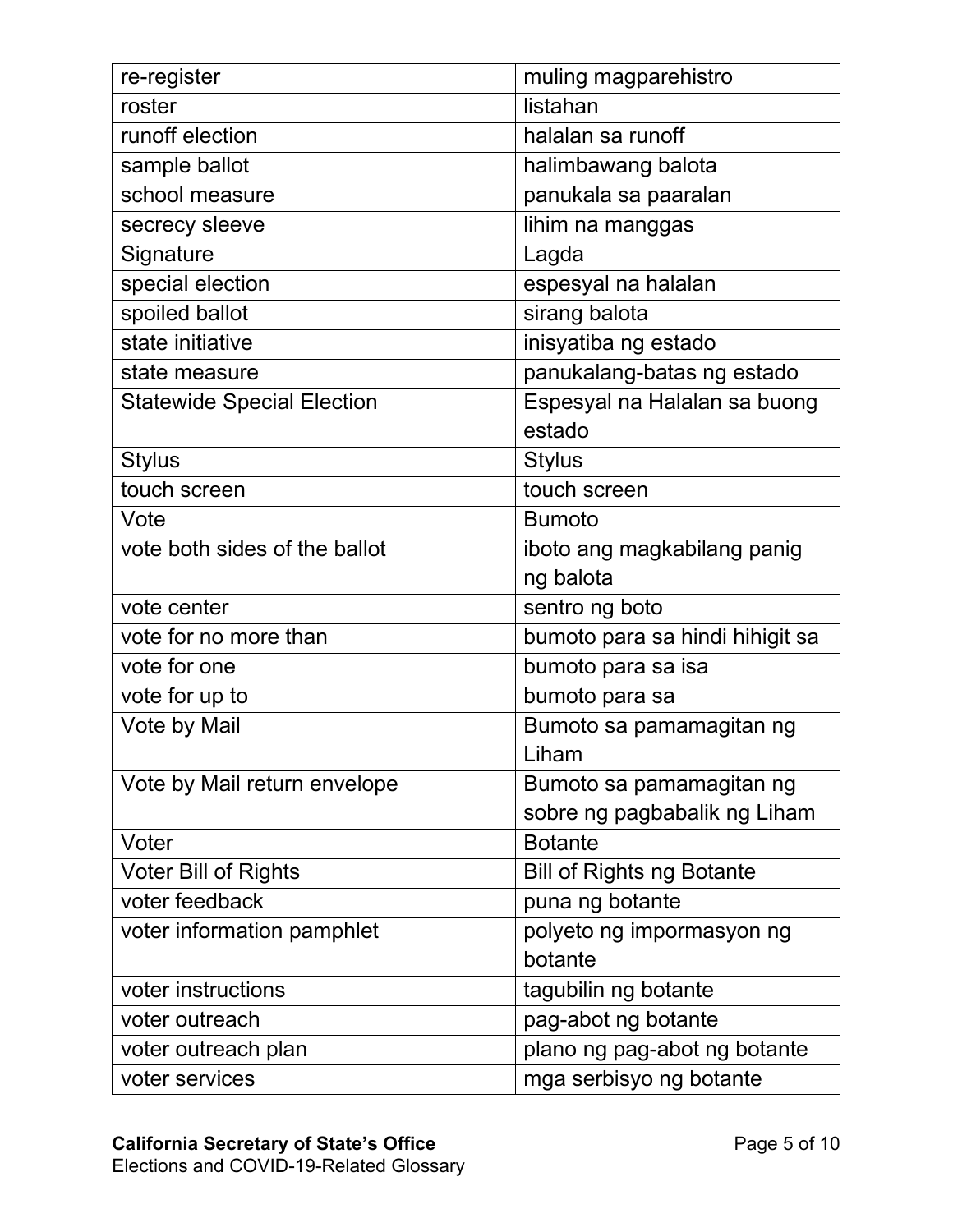| | |
|---|---|
| re-register | muling magparehistro |
| roster | listahan |
| runoff election | halalan sa runoff |
| sample ballot | halimbawang balota |
| school measure | panukala sa paaralan |
| secrecy sleeve | lihim na manggas |
| Signature | Lagda |
| special election | espesyal na halalan |
| spoiled ballot | sirang balota |
| state initiative | inisyatiba ng estado |
| state measure | panukalang-batas ng estado |
| Statewide Special Election | Espesyal na Halalan sa buong estado |
| Stylus | Stylus |
| touch screen | touch screen |
| Vote | Bumoto |
| vote both sides of the ballot | iboto ang magkabilang panig ng balota |
| vote center | sentro ng boto |
| vote for no more than | bumoto para sa hindi hihigit sa |
| vote for one | bumoto para sa isa |
| vote for up to | bumoto para sa |
| Vote by Mail | Bumoto sa pamamagitan ng Liham |
| Vote by Mail return envelope | Bumoto sa pamamagitan ng sobre ng pagbabalik ng Liham |
| Voter | Botante |
| Voter Bill of Rights | Bill of Rights ng Botante |
| voter feedback | puna ng botante |
| voter information pamphlet | polyeto ng impormasyon ng botante |
| voter instructions | tagubilin ng botante |
| voter outreach | pag-abot ng botante |
| voter outreach plan | plano ng pag-abot ng botante |
| voter services | mga serbisyo ng botante |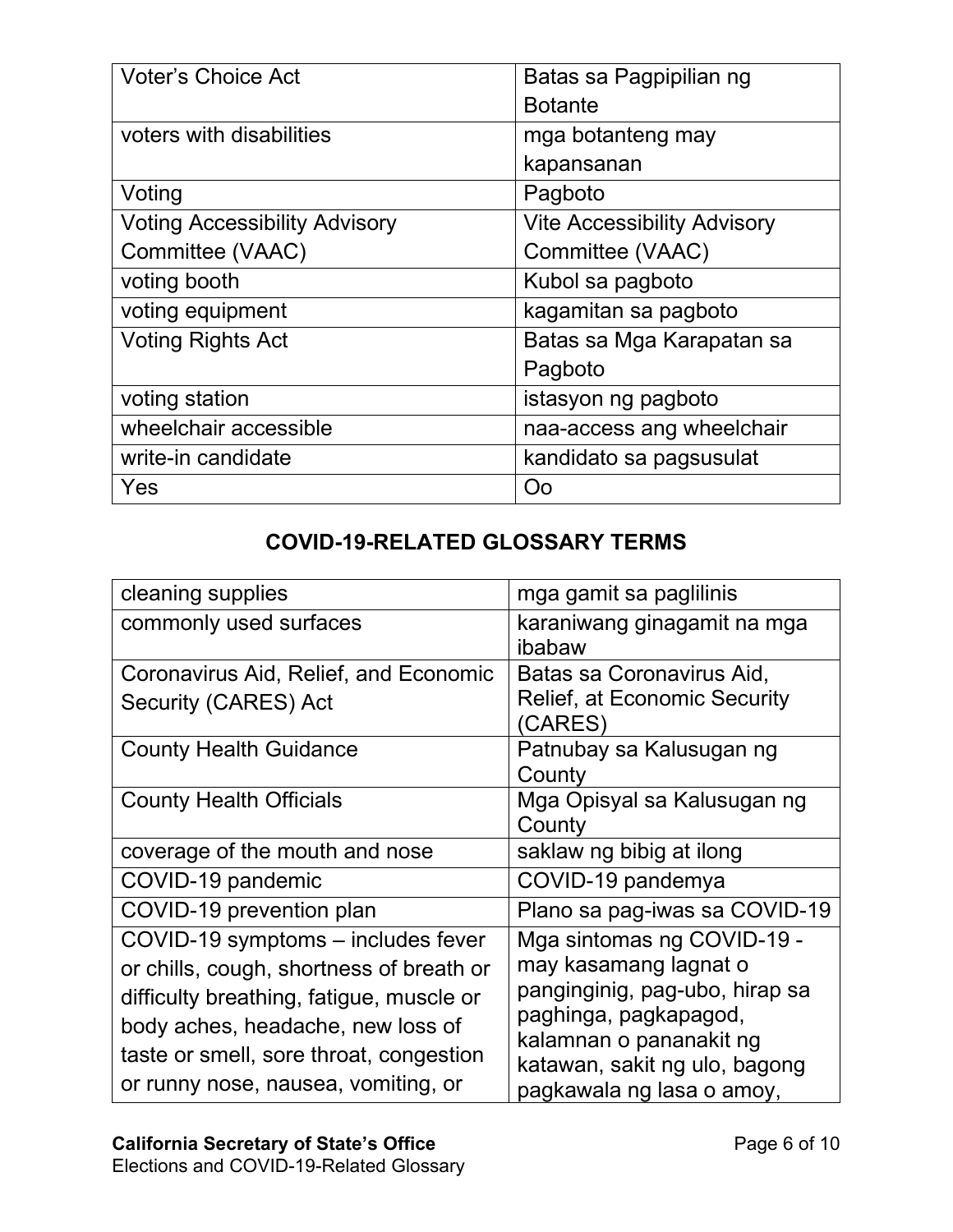| Voter's Choice Act | Batas sa Pagpipilian ng Botante |
|---|---|
| voters with disabilities | mga botanteng may kapansanan |
| Voting | Pagboto |
| Voting Accessibility Advisory Committee (VAAC) | Vite Accessibility Advisory Committee (VAAC) |
| voting booth | Kubol sa pagboto |
| voting equipment | kagamitan sa pagboto |
| Voting Rights Act | Batas sa Mga Karapatan sa Pagboto |
| voting station | istasyon ng pagboto |
| wheelchair accessible | naa-access ang wheelchair |
| write-in candidate | kandidato sa pagsusulat |
| Yes | Oo |

## COVID-19-RELATED GLOSSARY TERMS

| cleaning supplies | mga gamit sa paglilinis |
|---|---|
| commonly used surfaces | karaniwang ginagamit na mga ibabaw |
| Coronavirus Aid, Relief, and Economic Security (CARES) Act | Batas sa Coronavirus Aid, Relief, at Economic Security (CARES) |
| County Health Guidance | Patnubay sa Kalusugan ng County |
| County Health Officials | Mga Opisyal sa Kalusugan ng County |
| coverage of the mouth and nose | saklaw ng bibig at ilong |
| COVID-19 pandemic | COVID-19 pandemya |
| COVID-19 prevention plan | Plano sa pag-iwas sa COVID-19 |
| COVID-19 symptoms – includes fever or chills, cough, shortness of breath or difficulty breathing, fatigue, muscle or body aches, headache, new loss of taste or smell, sore throat, congestion or runny nose, nausea, vomiting, or | Mga sintomas ng COVID-19 - may kasamang lagnat o panginginig, pag-ubo, hirap sa paghinga, pagkapagod, kalamnan o pananakit ng katawan, sakit ng ulo, bagong pagkawala ng lasa o amoy, |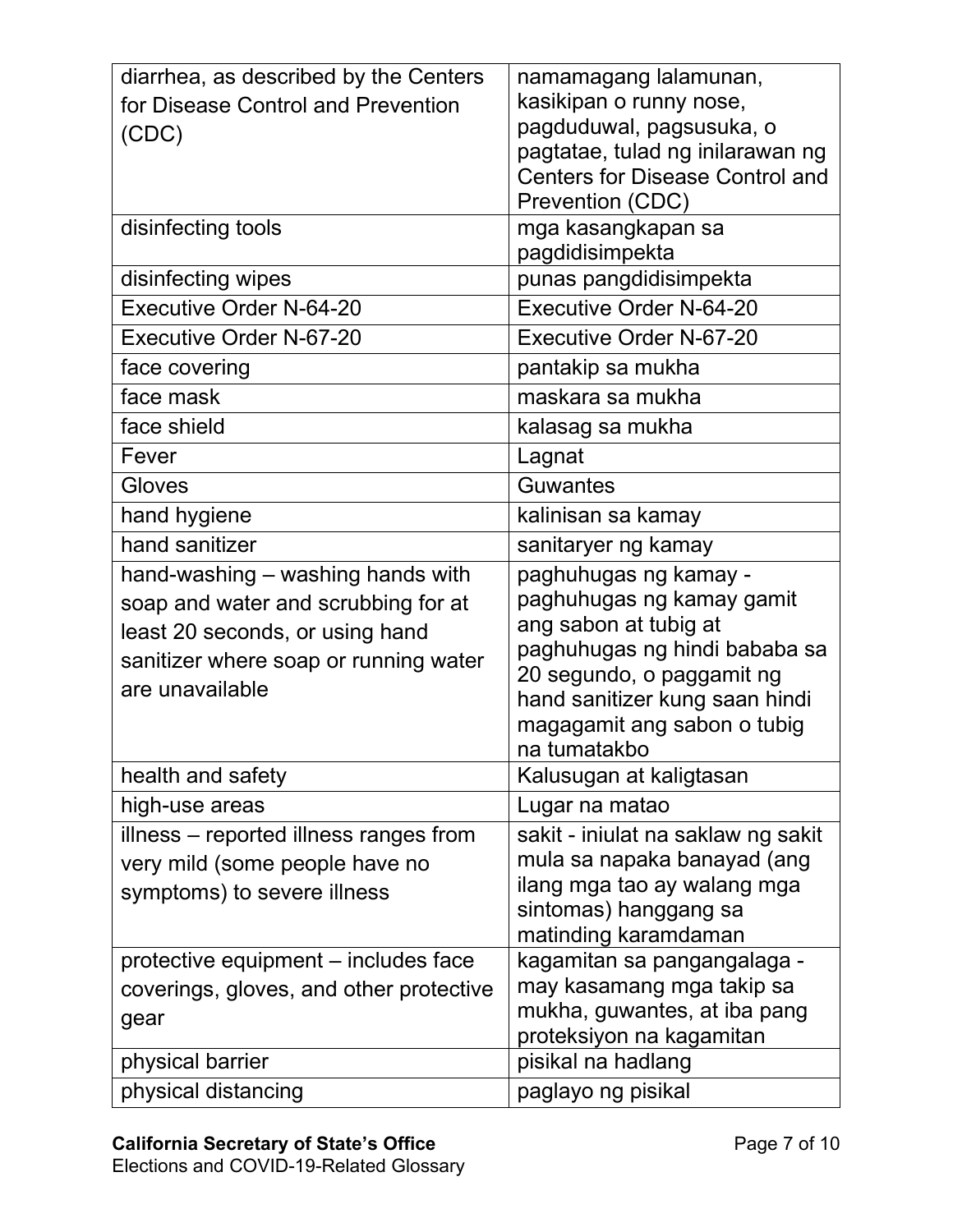| diarrhea, as described by the Centers for Disease Control and Prevention (CDC) | namamagang lalamunan, kasikipan o runny nose, pagduduwal, pagsusuka, o pagtatae, tulad ng inilarawan ng Centers for Disease Control and Prevention (CDC) |
|---|---|
| disinfecting tools | mga kasangkapan sa pagdidisimpekta |
| disinfecting wipes | punas pangdidisimpekta |
| Executive Order N-64-20 | Executive Order N-64-20 |
| Executive Order N-67-20 | Executive Order N-67-20 |
| face covering | pantakip sa mukha |
| face mask | maskara sa mukha |
| face shield | kalasag sa mukha |
| Fever | Lagnat |
| Gloves | Guwantes |
| hand hygiene | kalinisan sa kamay |
| hand sanitizer | sanitaryer ng kamay |
| hand-washing – washing hands with soap and water and scrubbing for at least 20 seconds, or using hand sanitizer where soap or running water are unavailable | paghuhugas ng kamay - paghuhugas ng kamay gamit ang sabon at tubig at paghuhugas ng hindi bababa sa 20 segundo, o paggamit ng hand sanitizer kung saan hindi magagamit ang sabon o tubig na tumatakbo |
| health and safety | Kalusugan at kaligtasan |
| high-use areas | Lugar na matao |
| illness – reported illness ranges from very mild (some people have no symptoms) to severe illness | sakit - iniulat na saklaw ng sakit mula sa napaka banayad (ang ilang mga tao ay walang mga sintomas) hanggang sa matinding karamdaman |
| protective equipment – includes face coverings, gloves, and other protective gear | kagamitan sa pangangalaga - may kasamang mga takip sa mukha, guwantes, at iba pang proteksiyon na kagamitan |
| physical barrier | pisikal na hadlang |
| physical distancing | paglayo ng pisikal |

**California Secretary of State's Office**
Elections and COVID-19-Related Glossary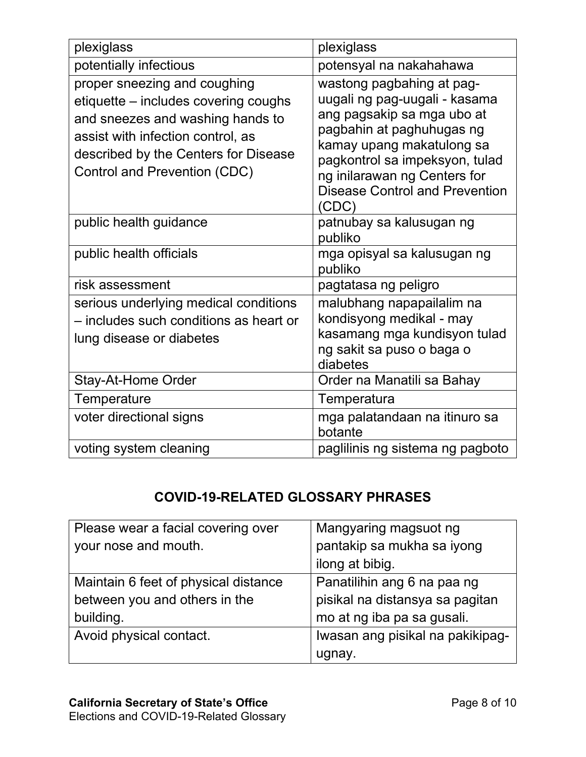| | |
|---|---|
| plexiglass | plexiglass |
| potentially infectious | potensyal na nakahahawa |
| proper sneezing and coughing etiquette – includes covering coughs and sneezes and washing hands to assist with infection control, as described by the Centers for Disease Control and Prevention (CDC) | wastong pagbahing at pag-uugali ng pag-uugali - kasama ang pagsakip sa mga ubo at pagbahin at paghuhugas ng kamay upang makatulong sa pagkontrol sa impeksyon, tulad ng inilarawan ng Centers for Disease Control and Prevention (CDC) |
| public health guidance | patnubay sa kalusugan ng publiko |
| public health officials | mga opisyal sa kalusugan ng publiko |
| risk assessment | pagtatasa ng peligro |
| serious underlying medical conditions – includes such conditions as heart or lung disease or diabetes | malubhang napapailalim na kondisyong medikal - may kasamang mga kundisyon tulad ng sakit sa puso o baga o diabetes |
| Stay-At-Home Order | Order na Manatili sa Bahay |
| Temperature | Temperatura |
| voter directional signs | mga palatandaan na itinuro sa botante |
| voting system cleaning | paglilinis ng sistema ng pagboto |

## COVID-19-RELATED GLOSSARY PHRASES

| | |
|---|---|
| Please wear a facial covering over your nose and mouth. | Mangyaring magsuot ng pantakip sa mukha sa iyong ilong at bibig. |
| Maintain 6 feet of physical distance between you and others in the building. | Panatilihin ang 6 na paa ng pisikal na distansya sa pagitan mo at ng iba pa sa gusali. |
| Avoid physical contact. | Iwasan ang pisikal na pakikipag-ugnay. |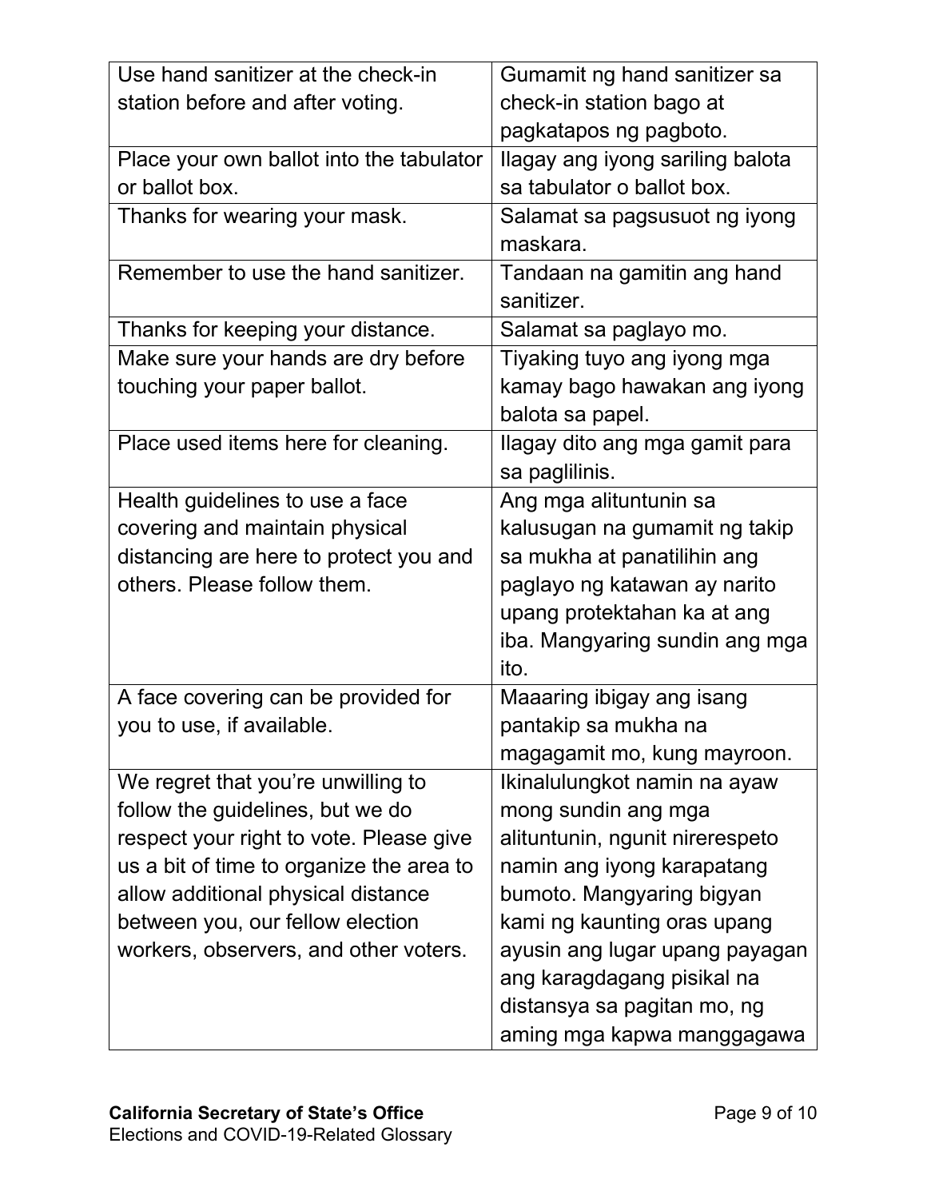| | |
|---|---|
| Use hand sanitizer at the check-in station before and after voting. | Gumamit ng hand sanitizer sa check-in station bago at pagkatapos ng pagboto. |
| Place your own ballot into the tabulator or ballot box. | Ilagay ang iyong sariling balota sa tabulator o ballot box. |
| Thanks for wearing your mask. | Salamat sa pagsusuot ng iyong maskara. |
| Remember to use the hand sanitizer. | Tandaan na gamitin ang hand sanitizer. |
| Thanks for keeping your distance. | Salamat sa paglayo mo. |
| Make sure your hands are dry before touching your paper ballot. | Tiyaking tuyo ang iyong mga kamay bago hawakan ang iyong balota sa papel. |
| Place used items here for cleaning. | Ilagay dito ang mga gamit para sa paglilinis. |
| Health guidelines to use a face covering and maintain physical distancing are here to protect you and others. Please follow them. | Ang mga alituntunin sa kalusugan na gumamit ng takip sa mukha at panatilihin ang paglayo ng katawan ay narito upang protektahan ka at ang iba. Mangyaring sundin ang mga ito. |
| A face covering can be provided for you to use, if available. | Maaaring ibigay ang isang pantakip sa mukha na magagamit mo, kung mayroon. |
| We regret that you're unwilling to follow the guidelines, but we do respect your right to vote. Please give us a bit of time to organize the area to allow additional physical distance between you, our fellow election workers, observers, and other voters. | Ikinalulungkot namin na ayaw mong sundin ang mga alituntunin, ngunit nirerespeto namin ang iyong karapatang bumoto. Mangyaring bigyan kami ng kaunting oras upang ayusin ang lugar upang payagan ang karagdagang pisikal na distansya sa pagitan mo, ng aming mga kapwa manggagawa |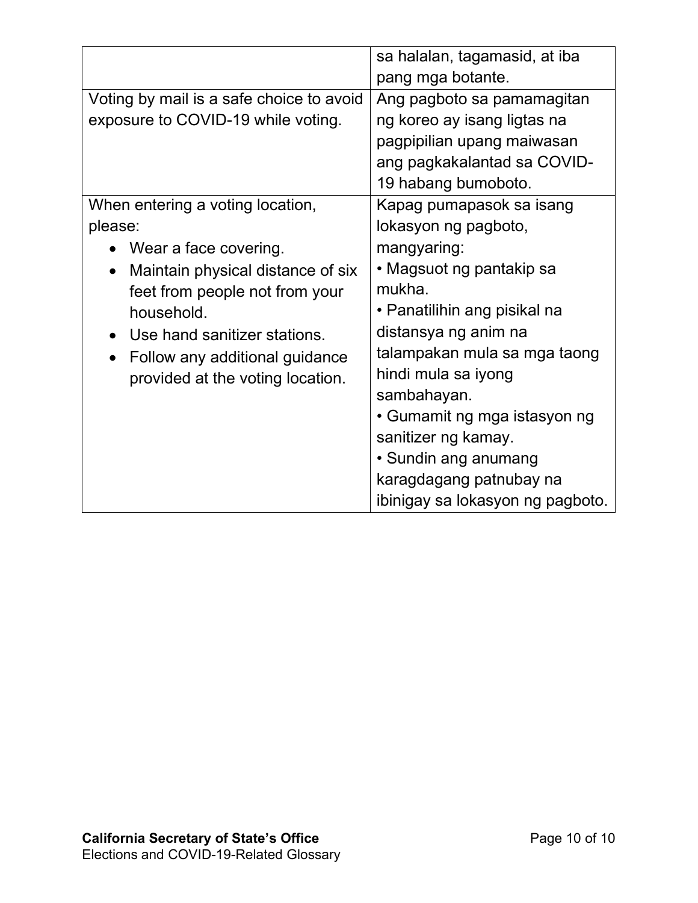| | |
|---|---|
| | sa halalan, tagamasid, at iba pang mga botante. |
| Voting by mail is a safe choice to avoid exposure to COVID-19 while voting. | Ang pagboto sa pamamagitan ng koreo ay isang ligtas na pagpipilian upang maiwasan ang pagkakalantad sa COVID-19 habang bumoboto. |
| When entering a voting location, please:<br>• Wear a face covering.<br>• Maintain physical distance of six feet from people not from your household.<br>• Use hand sanitizer stations.<br>• Follow any additional guidance provided at the voting location. | Kapag pumapasok sa isang lokasyon ng pagboto, mangyaring:<br>• Magsuot ng pantakip sa mukha.<br>• Panatilihin ang pisikal na distansya ng anim na talampakan mula sa mga taong hindi mula sa iyong sambahayan.<br>• Gumamit ng mga istasyon ng sanitizer ng kamay.<br>• Sundin ang anumang karagdagang patnubay na ibinigay sa lokasyon ng pagboto. |